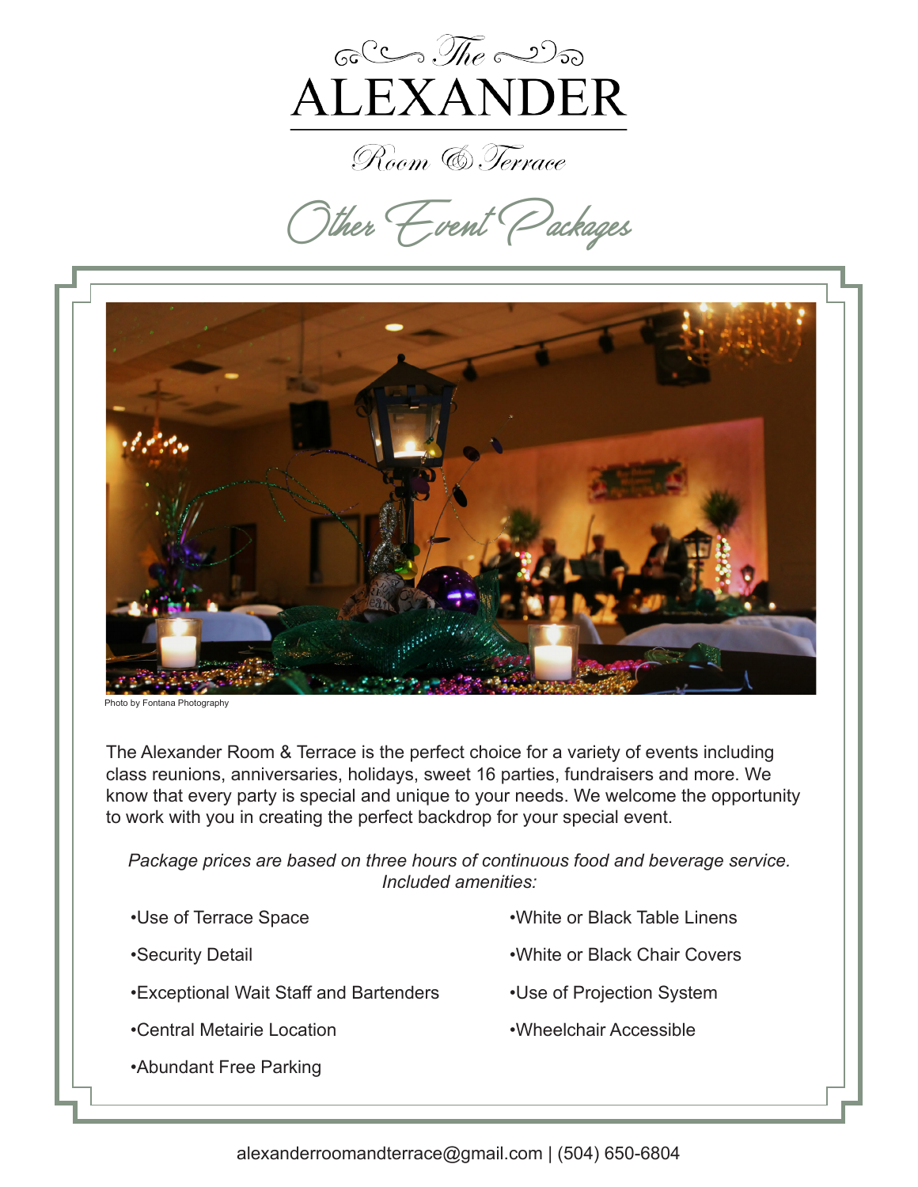# The ALEXANDER

## Room & Terrace

## Other Event Packages

Photo by Fontana Photography

The Alexander Room & Terrace is the perfect choice for a variety of events including class reunions, anniversaries, holidays, sweet 16 parties, fundraisers and more. We know that every party is special and unique to your needs. We welcome the opportunity to work with you in creating the perfect backdrop for your special event.

*Package prices are based on three hours of continuous food and beverage service.*
*Included amenities:*

- Use of Terrace Space
- Security Detail
- Exceptional Wait Staff and Bartenders
- Central Metairie Location
- Abundant Free Parking
- White or Black Table Linens
- White or Black Chair Covers
- Use of Projection System
- Wheelchair Accessible

alexanderroomandterrace@gmail.com | (504) 650-6804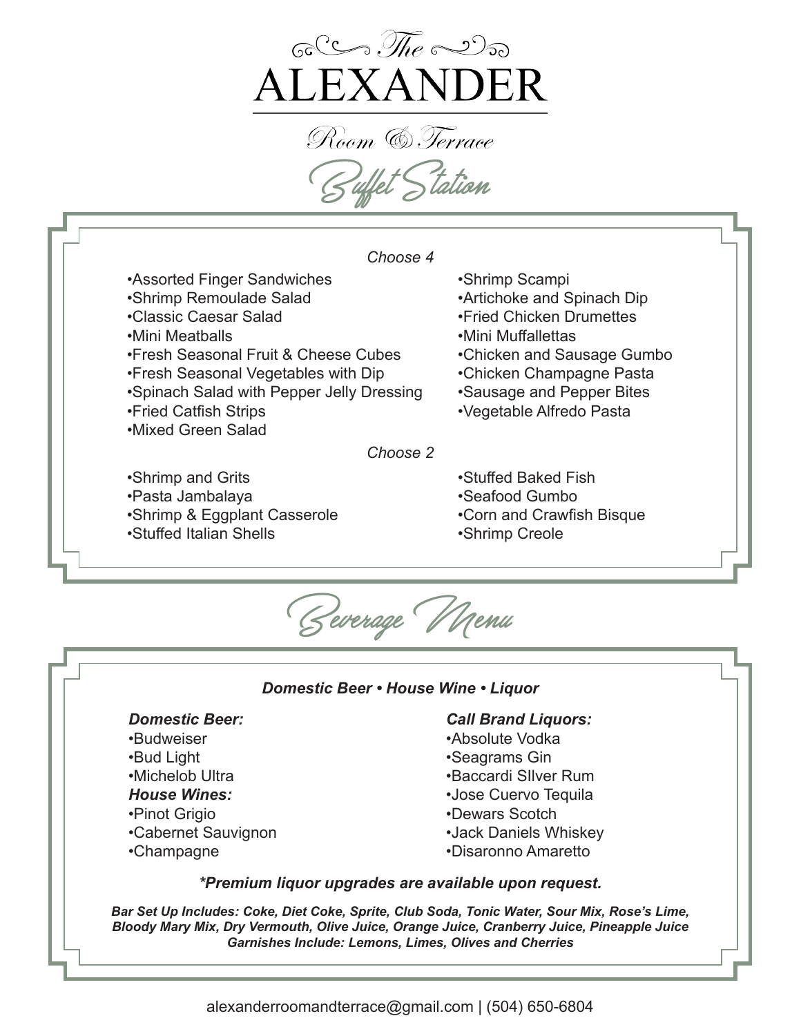# The ALEXANDER

Room & Terrace

## Buffet Station

*Choose 4*

- Assorted Finger Sandwiches
- Shrimp Remoulade Salad
- Classic Caesar Salad
- Mini Meatballs
- Fresh Seasonal Fruit & Cheese Cubes
- Fresh Seasonal Vegetables with Dip
- Spinach Salad with Pepper Jelly Dressing
- Fried Catfish Strips
- Mixed Green Salad
- Shrimp Scampi
- Artichoke and Spinach Dip
- Fried Chicken Drumettes
- Mini Muffallettas
- Chicken and Sausage Gumbo
- Chicken Champagne Pasta
- Sausage and Pepper Bites
- Vegetable Alfredo Pasta

*Choose 2*

- Shrimp and Grits
- Pasta Jambalaya
- Shrimp & Eggplant Casserole
- Stuffed Italian Shells
- Stuffed Baked Fish
- Seafood Gumbo
- Corn and Crawfish Bisque
- Shrimp Creole

## Beverage Menu

***Domestic Beer • House Wine • Liquor***

***Domestic Beer:***
- Budweiser
- Bud Light
- Michelob Ultra

***House Wines:***
- Pinot Grigio
- Cabernet Sauvignon
- Champagne

***Call Brand Liquors:***
- Absolute Vodka
- Seagrams Gin
- Baccardi SIlver Rum
- Jose Cuervo Tequila
- Dewars Scotch
- Jack Daniels Whiskey
- Disaronno Amaretto

***Premium liquor upgrades are available upon request.***

***Bar Set Up Includes: Coke, Diet Coke, Sprite, Club Soda, Tonic Water, Sour Mix, Rose's Lime, Bloody Mary Mix, Dry Vermouth, Olive Juice, Orange Juice, Cranberry Juice, Pineapple Juice***
***Garnishes Include: Lemons, Limes, Olives and Cherries***

alexanderroomandterrace@gmail.com | (504) 650-6804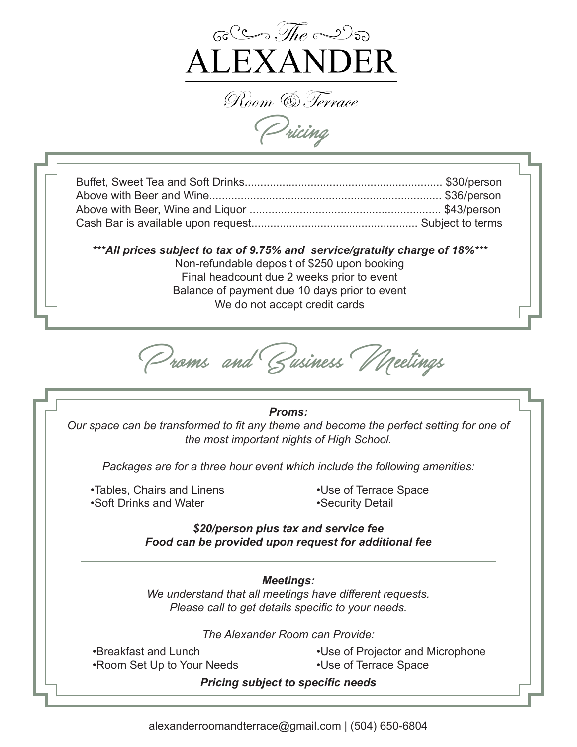# The ALEXANDER

## Room & Terrace

## Pricing

| | |
|---|---|
| Buffet, Sweet Tea and Soft Drinks | $30/person |
| Above with Beer and Wine | $36/person |
| Above with Beer, Wine and Liquor | $43/person |
| Cash Bar is available upon request | Subject to terms |

***\*\*\*All prices subject to tax of 9.75% and service/gratuity charge of 18%\*\*\****

Non-refundable deposit of $250 upon booking
Final headcount due 2 weeks prior to event
Balance of payment due 10 days prior to event
We do not accept credit cards

## Proms and Business Meetings

***Proms:***

*Our space can be transformed to fit any theme and become the perfect setting for one of the most important nights of High School.*

*Packages are for a three hour event which include the following amenities:*

- Tables, Chairs and Linens
- Soft Drinks and Water
- Use of Terrace Space
- Security Detail

***$20/person plus tax and service fee***
***Food can be provided upon request for additional fee***

---

***Meetings:***

*We understand that all meetings have different requests.*
*Please call to get details specific to your needs.*

*The Alexander Room can Provide:*

- Breakfast and Lunch
- Room Set Up to Your Needs
- Use of Projector and Microphone
- Use of Terrace Space

***Pricing subject to specific needs***

alexanderroomandterrace@gmail.com | (504) 650-6804